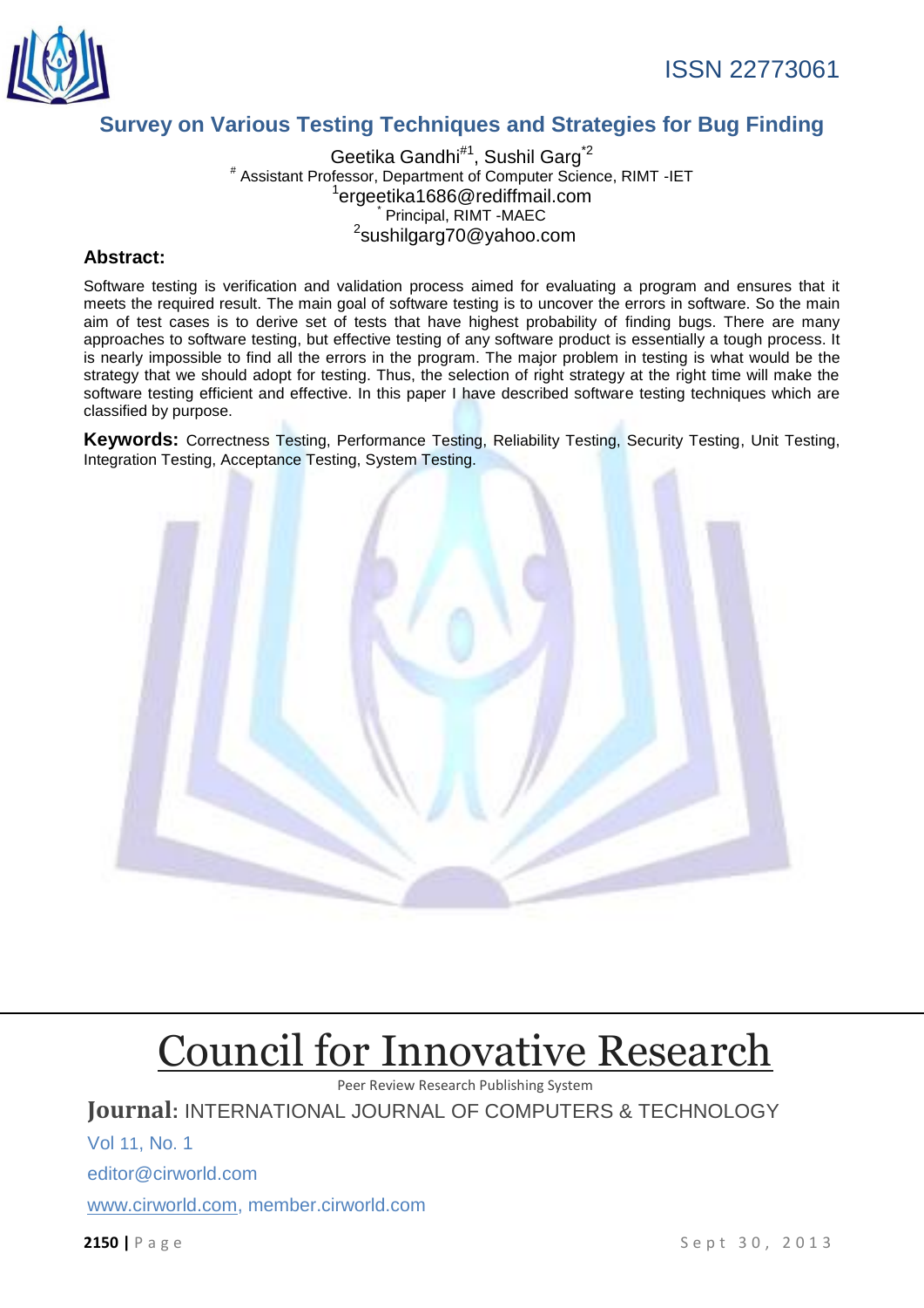# Survey on Various Testing Techniques and Strategies for Bug Finding

Geetika Gandhi[#1], Sushil Garg[*2]

[#] Assistant Professor, Department of Computer Science, RIMT -IET

[1]ergeetika1686@rediffmail.com

[*] Principal, RIMT -MAEC

[2]sushilgarg70@yahoo.com

## Abstract:

Software testing is verification and validation process aimed for evaluating a program and ensures that it meets the required result. The main goal of software testing is to uncover the errors in software. So the main aim of test cases is to derive set of tests that have highest probability of finding bugs. There are many approaches to software testing, but effective testing of any software product is essentially a tough process. It is nearly impossible to find all the errors in the program. The major problem in testing is what would be the strategy that we should adopt for testing. Thus, the selection of right strategy at the right time will make the software testing efficient and effective. In this paper I have described software testing techniques which are classified by purpose.

**Keywords:** Correctness Testing, Performance Testing, Reliability Testing, Security Testing, Unit Testing, Integration Testing, Acceptance Testing, System Testing.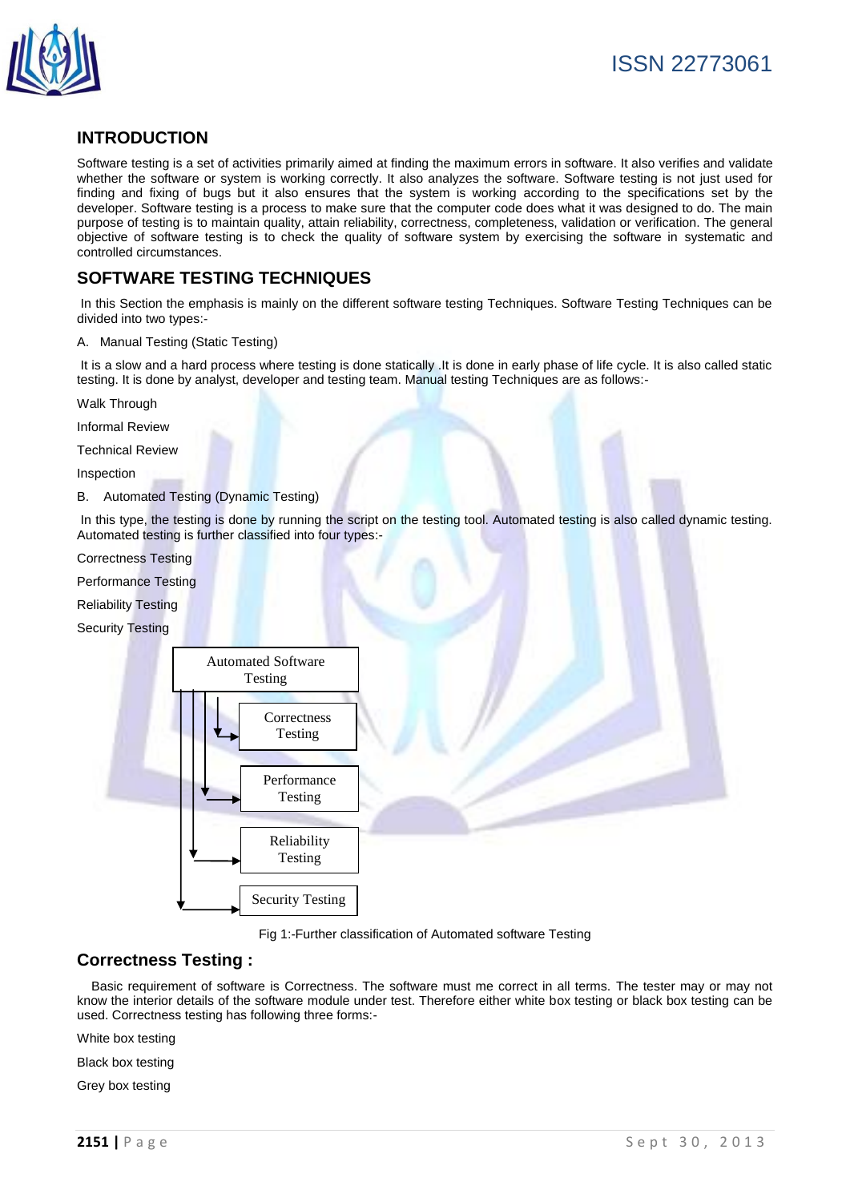## INTRODUCTION

Software testing is a set of activities primarily aimed at finding the maximum errors in software. It also verifies and validate whether the software or system is working correctly. It also analyzes the software. Software testing is not just used for finding and fixing of bugs but it also ensures that the system is working according to the specifications set by the developer. Software testing is a process to make sure that the computer code does what it was designed to do. The main purpose of testing is to maintain quality, attain reliability, correctness, completeness, validation or verification. The general objective of software testing is to check the quality of software system by exercising the software in systematic and controlled circumstances.

## SOFTWARE TESTING TECHNIQUES

In this Section the emphasis is mainly on the different software testing Techniques. Software Testing Techniques can be divided into two types:-

A. Manual Testing (Static Testing)

It is a slow and a hard process where testing is done statically .It is done in early phase of life cycle. It is also called static testing. It is done by analyst, developer and testing team. Manual testing Techniques are as follows:-

Walk Through

Informal Review

Technical Review

Inspection

B. Automated Testing (Dynamic Testing)

In this type, the testing is done by running the script on the testing tool. Automated testing is also called dynamic testing. Automated testing is further classified into four types:-

Correctness Testing

Performance Testing

Reliability Testing

Security Testing

Automated Software Testing

- Correctness Testing
- Performance Testing
- Reliability Testing
- Security Testing

Fig 1:-Further classification of Automated software Testing

### Correctness Testing :

Basic requirement of software is Correctness. The software must me correct in all terms. The tester may or may not know the interior details of the software module under test. Therefore either white box testing or black box testing can be used. Correctness testing has following three forms:-

White box testing

Black box testing

Grey box testing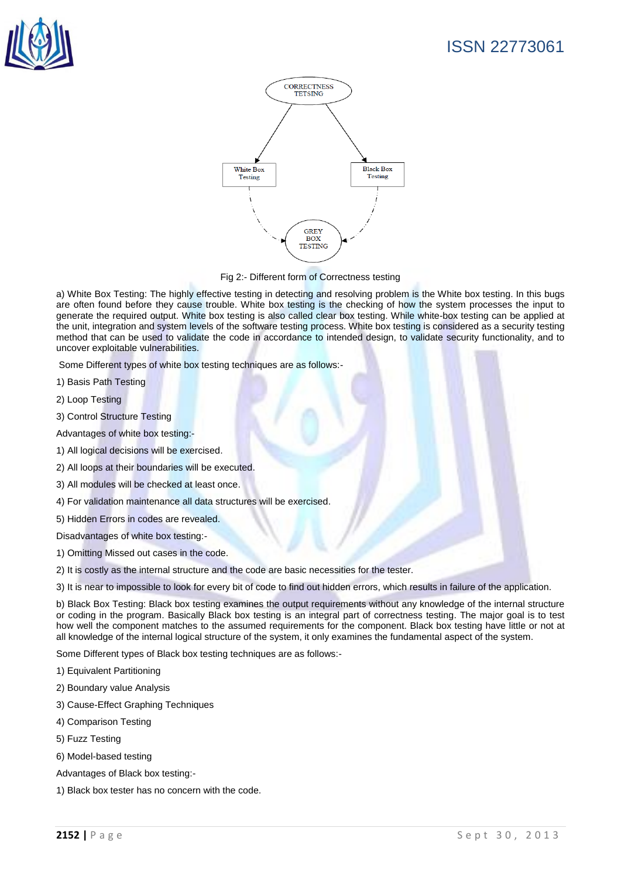Fig 2:- Different form of Correctness testing

a) White Box Testing: The highly effective testing in detecting and resolving problem is the White box testing. In this bugs are often found before they cause trouble. White box testing is the checking of how the system processes the input to generate the required output. White box testing is also called clear box testing. While white-box testing can be applied at the unit, integration and system levels of the software testing process. White box testing is considered as a security testing method that can be used to validate the code in accordance to intended design, to validate security functionality, and to uncover exploitable vulnerabilities.

Some Different types of white box testing techniques are as follows:-

1) Basis Path Testing

2) Loop Testing

3) Control Structure Testing

Advantages of white box testing:-

1) All logical decisions will be exercised.

2) All loops at their boundaries will be executed.

3) All modules will be checked at least once.

4) For validation maintenance all data structures will be exercised.

5) Hidden Errors in codes are revealed.

Disadvantages of white box testing:-

1) Omitting Missed out cases in the code.

2) It is costly as the internal structure and the code are basic necessities for the tester.

3) It is near to impossible to look for every bit of code to find out hidden errors, which results in failure of the application.

b) Black Box Testing: Black box testing examines the output requirements without any knowledge of the internal structure or coding in the program. Basically Black box testing is an integral part of correctness testing. The major goal is to test how well the component matches to the assumed requirements for the component. Black box testing have little or not at all knowledge of the internal logical structure of the system, it only examines the fundamental aspect of the system.

Some Different types of Black box testing techniques are as follows:-

1) Equivalent Partitioning

2) Boundary value Analysis

3) Cause-Effect Graphing Techniques

4) Comparison Testing

5) Fuzz Testing

6) Model-based testing

Advantages of Black box testing:-

1) Black box tester has no concern with the code.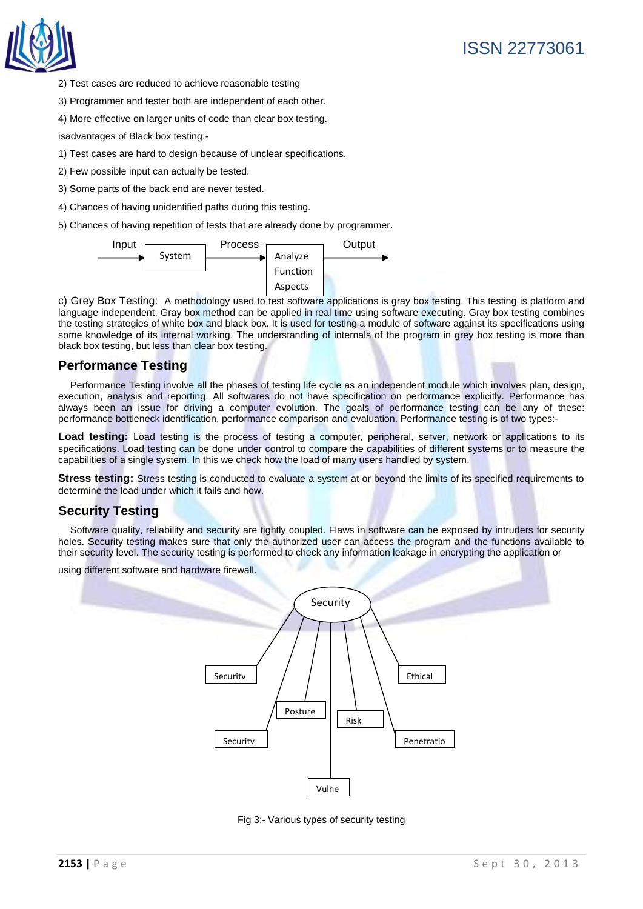2) Test cases are reduced to achieve reasonable testing

3) Programmer and tester both are independent of each other.

4) More effective on larger units of code than clear box testing.

isadvantages of Black box testing:-

1) Test cases are hard to design because of unclear specifications.

2) Few possible input can actually be tested.

3) Some parts of the back end are never tested.

4) Chances of having unidentified paths during this testing.

5) Chances of having repetition of tests that are already done by programmer.

Input → System → Process → Analyze Function Aspects → Output

c) Grey Box Testing: A methodology used to test software applications is gray box testing. This testing is platform and language independent. Gray box method can be applied in real time using software executing. Gray box testing combines the testing strategies of white box and black box. It is used for testing a module of software against its specifications using some knowledge of its internal working. The understanding of internals of the program in grey box testing is more than black box testing, but less than clear box testing.

## Performance Testing

Performance Testing involve all the phases of testing life cycle as an independent module which involves plan, design, execution, analysis and reporting. All softwares do not have specification on performance explicitly. Performance has always been an issue for driving a computer evolution. The goals of performance testing can be any of these: performance bottleneck identification, performance comparison and evaluation. Performance testing is of two types:-

**Load testing:** Load testing is the process of testing a computer, peripheral, server, network or applications to its specifications. Load testing can be done under control to compare the capabilities of different systems or to measure the capabilities of a single system. In this we check how the load of many users handled by system.

**Stress testing:** Stress testing is conducted to evaluate a system at or beyond the limits of its specified requirements to determine the load under which it fails and how.

## Security Testing

Software quality, reliability and security are tightly coupled. Flaws in software can be exposed by intruders for security holes. Security testing makes sure that only the authorized user can access the program and the functions available to their security level. The security testing is performed to check any information leakage in encrypting the application or

using different software and hardware firewall.

Security: Security, Posture, Security, Risk, Ethical, Penetratio, Vulne

Fig 3:- Various types of security testing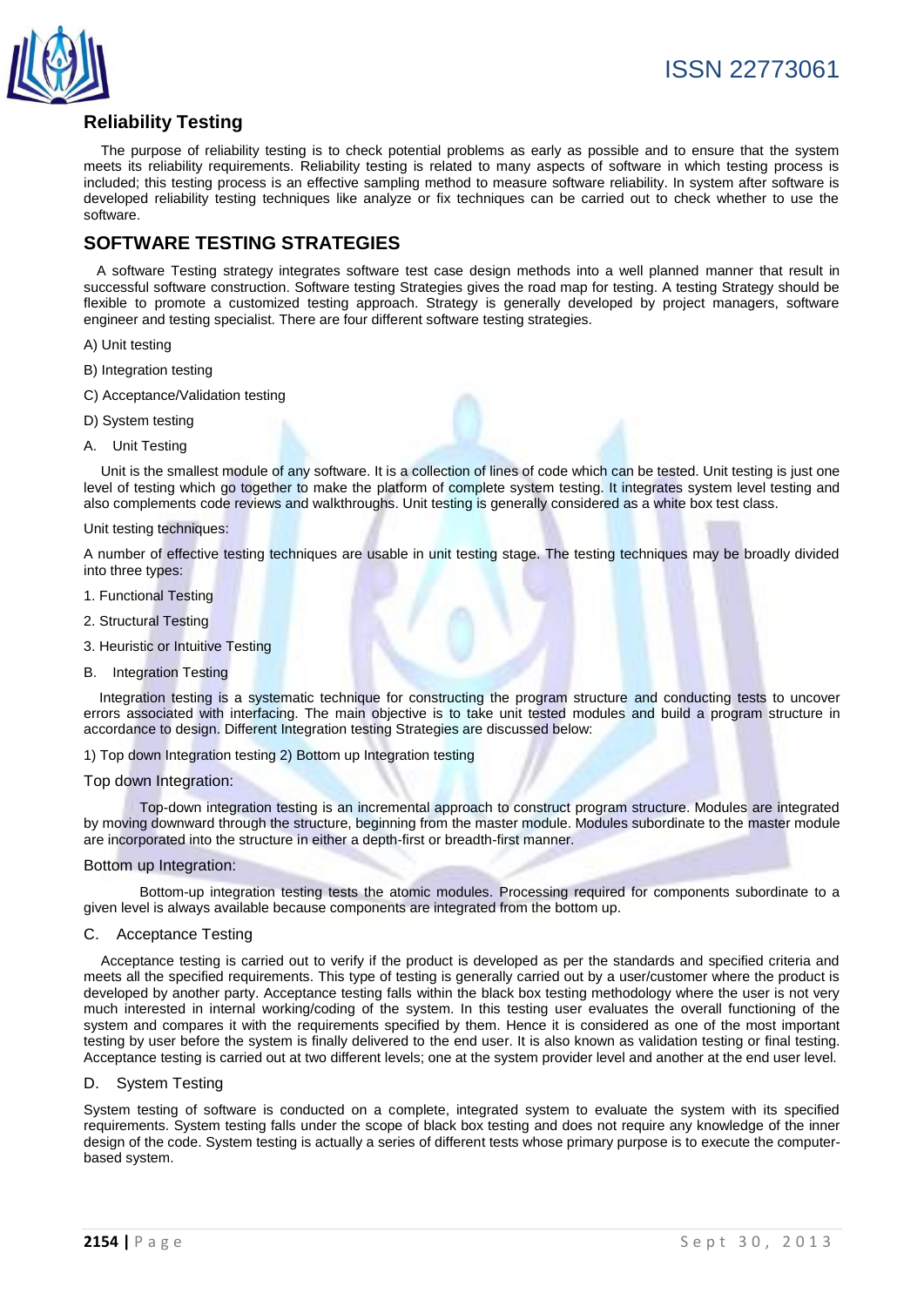## Reliability Testing

The purpose of reliability testing is to check potential problems as early as possible and to ensure that the system meets its reliability requirements. Reliability testing is related to many aspects of software in which testing process is included; this testing process is an effective sampling method to measure software reliability. In system after software is developed reliability testing techniques like analyze or fix techniques can be carried out to check whether to use the software.

## SOFTWARE TESTING STRATEGIES

A software Testing strategy integrates software test case design methods into a well planned manner that result in successful software construction. Software testing Strategies gives the road map for testing. A testing Strategy should be flexible to promote a customized testing approach. Strategy is generally developed by project managers, software engineer and testing specialist. There are four different software testing strategies.

A) Unit testing

B) Integration testing

C) Acceptance/Validation testing

D) System testing

A. Unit Testing

Unit is the smallest module of any software. It is a collection of lines of code which can be tested. Unit testing is just one level of testing which go together to make the platform of complete system testing. It integrates system level testing and also complements code reviews and walkthroughs. Unit testing is generally considered as a white box test class.

Unit testing techniques:

A number of effective testing techniques are usable in unit testing stage. The testing techniques may be broadly divided into three types:

1. Functional Testing

2. Structural Testing

3. Heuristic or Intuitive Testing

B. Integration Testing

Integration testing is a systematic technique for constructing the program structure and conducting tests to uncover errors associated with interfacing. The main objective is to take unit tested modules and build a program structure in accordance to design. Different Integration testing Strategies are discussed below:

1) Top down Integration testing 2) Bottom up Integration testing

Top down Integration:

Top-down integration testing is an incremental approach to construct program structure. Modules are integrated by moving downward through the structure, beginning from the master module. Modules subordinate to the master module are incorporated into the structure in either a depth-first or breadth-first manner.

Bottom up Integration:

Bottom-up integration testing tests the atomic modules. Processing required for components subordinate to a given level is always available because components are integrated from the bottom up.

C. Acceptance Testing

Acceptance testing is carried out to verify if the product is developed as per the standards and specified criteria and meets all the specified requirements. This type of testing is generally carried out by a user/customer where the product is developed by another party. Acceptance testing falls within the black box testing methodology where the user is not very much interested in internal working/coding of the system. In this testing user evaluates the overall functioning of the system and compares it with the requirements specified by them. Hence it is considered as one of the most important testing by user before the system is finally delivered to the end user. It is also known as validation testing or final testing. Acceptance testing is carried out at two different levels; one at the system provider level and another at the end user level.

D. System Testing

System testing of software is conducted on a complete, integrated system to evaluate the system with its specified requirements. System testing falls under the scope of black box testing and does not require any knowledge of the inner design of the code. System testing is actually a series of different tests whose primary purpose is to execute the computer-based system.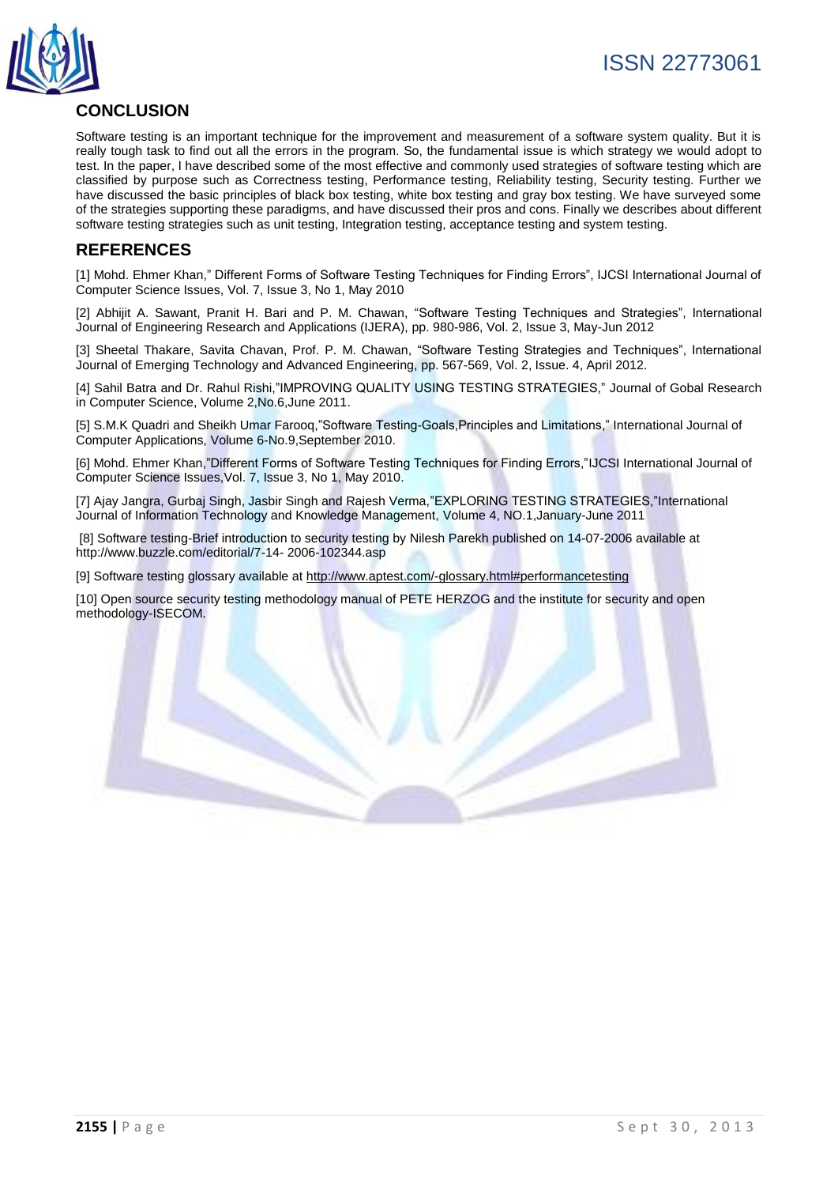## CONCLUSION

Software testing is an important technique for the improvement and measurement of a software system quality. But it is really tough task to find out all the errors in the program. So, the fundamental issue is which strategy we would adopt to test. In the paper, I have described some of the most effective and commonly used strategies of software testing which are classified by purpose such as Correctness testing, Performance testing, Reliability testing, Security testing. Further we have discussed the basic principles of black box testing, white box testing and gray box testing. We have surveyed some of the strategies supporting these paradigms, and have discussed their pros and cons. Finally we describes about different software testing strategies such as unit testing, Integration testing, acceptance testing and system testing.

## REFERENCES

[1] Mohd. Ehmer Khan," Different Forms of Software Testing Techniques for Finding Errors", IJCSI International Journal of Computer Science Issues, Vol. 7, Issue 3, No 1, May 2010

[2] Abhijit A. Sawant, Pranit H. Bari and P. M. Chawan, "Software Testing Techniques and Strategies", International Journal of Engineering Research and Applications (IJERA), pp. 980-986, Vol. 2, Issue 3, May-Jun 2012

[3] Sheetal Thakare, Savita Chavan, Prof. P. M. Chawan, "Software Testing Strategies and Techniques", International Journal of Emerging Technology and Advanced Engineering, pp. 567-569, Vol. 2, Issue. 4, April 2012.

[4] Sahil Batra and Dr. Rahul Rishi,"IMPROVING QUALITY USING TESTING STRATEGIES," Journal of Gobal Research in Computer Science, Volume 2,No.6,June 2011.

[5] S.M.K Quadri and Sheikh Umar Farooq,"Software Testing-Goals,Principles and Limitations," International Journal of Computer Applications, Volume 6-No.9,September 2010.

[6] Mohd. Ehmer Khan,"Different Forms of Software Testing Techniques for Finding Errors,"IJCSI International Journal of Computer Science Issues,Vol. 7, Issue 3, No 1, May 2010.

[7] Ajay Jangra, Gurbaj Singh, Jasbir Singh and Rajesh Verma,"EXPLORING TESTING STRATEGIES,"International Journal of Information Technology and Knowledge Management, Volume 4, NO.1,January-June 2011

[8] Software testing-Brief introduction to security testing by Nilesh Parekh published on 14-07-2006 available at http://www.buzzle.com/editorial/7-14- 2006-102344.asp

[9] Software testing glossary available at http://www.aptest.com/-glossary.html#performancetesting

[10] Open source security testing methodology manual of PETE HERZOG and the institute for security and open methodology-ISECOM.